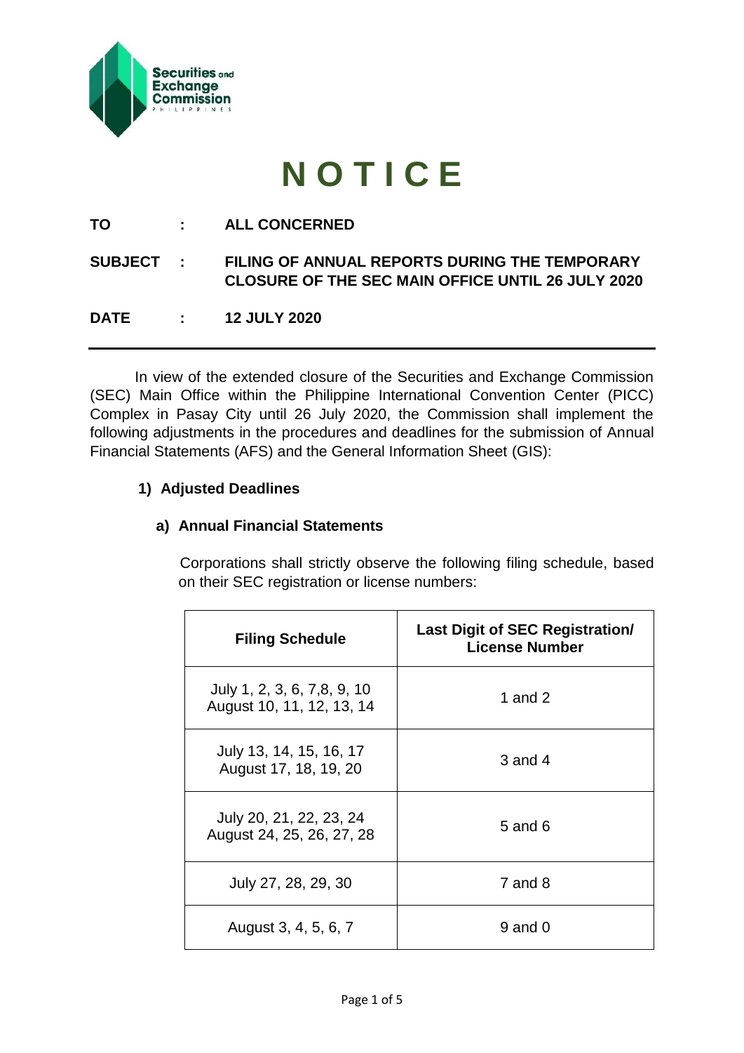# NOTICE

**TO** : **ALL CONCERNED**

**SUBJECT** : **FILING OF ANNUAL REPORTS DURING THE TEMPORARY CLOSURE OF THE SEC MAIN OFFICE UNTIL 26 JULY 2020**

**DATE** : **12 JULY 2020**

---

In view of the extended closure of the Securities and Exchange Commission (SEC) Main Office within the Philippine International Convention Center (PICC) Complex in Pasay City until 26 July 2020, the Commission shall implement the following adjustments in the procedures and deadlines for the submission of Annual Financial Statements (AFS) and the General Information Sheet (GIS):

**1) Adjusted Deadlines**

**a) Annual Financial Statements**

Corporations shall strictly observe the following filing schedule, based on their SEC registration or license numbers:

| Filing Schedule | Last Digit of SEC Registration/ License Number |
|---|---|
| July 1, 2, 3, 6, 7,8, 9, 10<br>August 10, 11, 12, 13, 14 | 1 and 2 |
| July 13, 14, 15, 16, 17<br>August 17, 18, 19, 20 | 3 and 4 |
| July 20, 21, 22, 23, 24<br>August 24, 25, 26, 27, 28 | 5 and 6 |
| July 27, 28, 29, 30 | 7 and 8 |
| August 3, 4, 5, 6, 7 | 9 and 0 |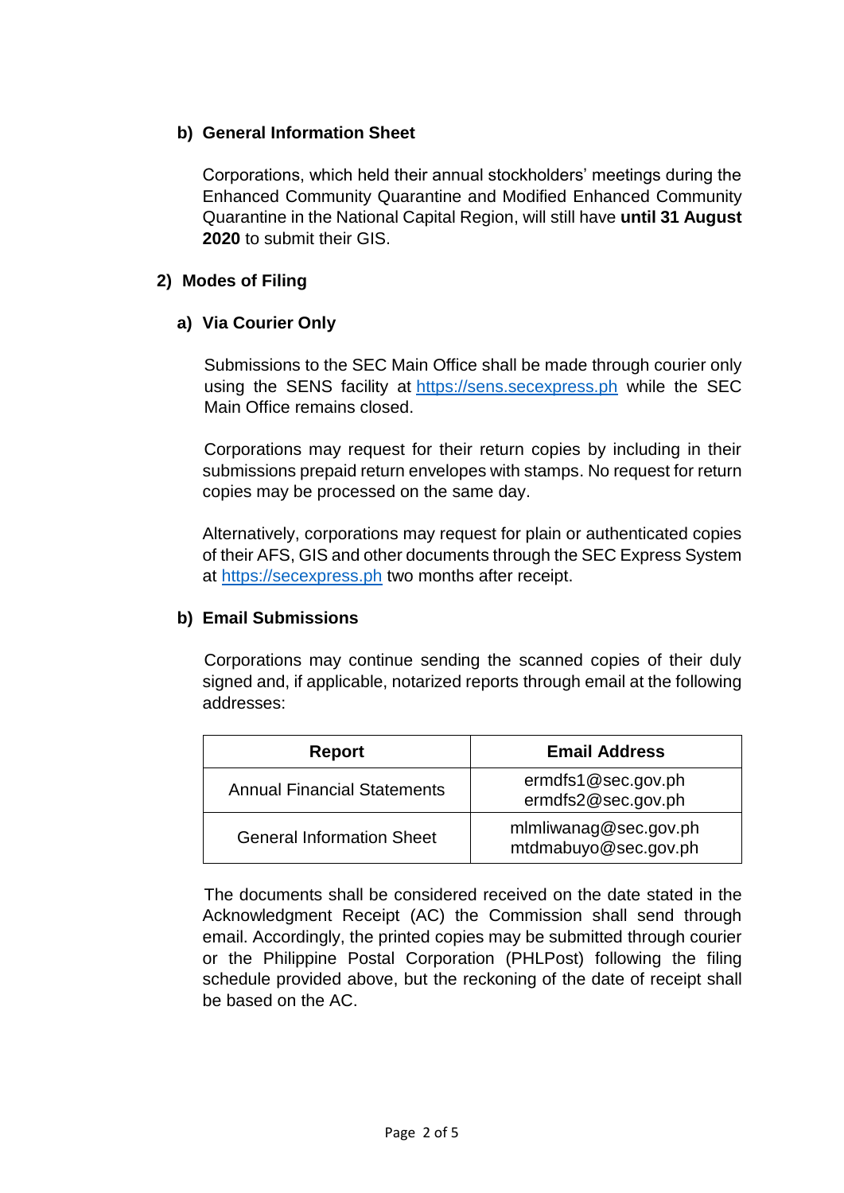### b) General Information Sheet

Corporations, which held their annual stockholders' meetings during the Enhanced Community Quarantine and Modified Enhanced Community Quarantine in the National Capital Region, will still have **until 31 August 2020** to submit their GIS.

## 2) Modes of Filing

### a) Via Courier Only

Submissions to the SEC Main Office shall be made through courier only using the SENS facility at https://sens.secexpress.ph while the SEC Main Office remains closed.

Corporations may request for their return copies by including in their submissions prepaid return envelopes with stamps. No request for return copies may be processed on the same day.

Alternatively, corporations may request for plain or authenticated copies of their AFS, GIS and other documents through the SEC Express System at https://secexpress.ph two months after receipt.

### b) Email Submissions

Corporations may continue sending the scanned copies of their duly signed and, if applicable, notarized reports through email at the following addresses:

| Report | Email Address |
|---|---|
| Annual Financial Statements | ermdfs1@sec.gov.ph<br>ermdfs2@sec.gov.ph |
| General Information Sheet | mlmliwanag@sec.gov.ph<br>mtdmabuyo@sec.gov.ph |

The documents shall be considered received on the date stated in the Acknowledgment Receipt (AC) the Commission shall send through email. Accordingly, the printed copies may be submitted through courier or the Philippine Postal Corporation (PHLPost) following the filing schedule provided above, but the reckoning of the date of receipt shall be based on the AC.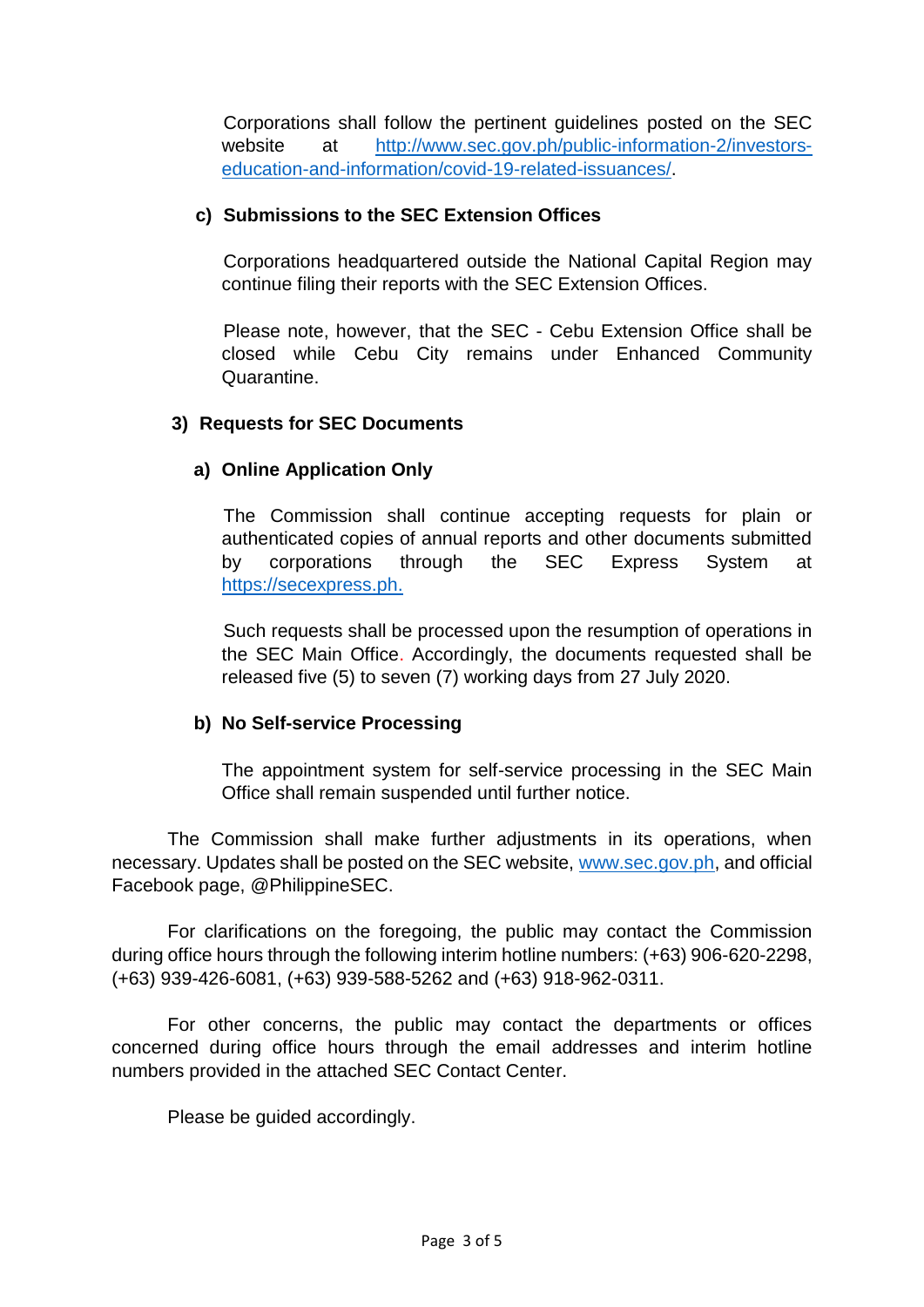Corporations shall follow the pertinent guidelines posted on the SEC website at http://www.sec.gov.ph/public-information-2/investors-education-and-information/covid-19-related-issuances/.

**c) Submissions to the SEC Extension Offices**

Corporations headquartered outside the National Capital Region may continue filing their reports with the SEC Extension Offices.

Please note, however, that the SEC - Cebu Extension Office shall be closed while Cebu City remains under Enhanced Community Quarantine.

**3) Requests for SEC Documents**

**a) Online Application Only**

The Commission shall continue accepting requests for plain or authenticated copies of annual reports and other documents submitted by corporations through the SEC Express System at https://secexpress.ph.

Such requests shall be processed upon the resumption of operations in the SEC Main Office. Accordingly, the documents requested shall be released five (5) to seven (7) working days from 27 July 2020.

**b) No Self-service Processing**

The appointment system for self-service processing in the SEC Main Office shall remain suspended until further notice.

The Commission shall make further adjustments in its operations, when necessary. Updates shall be posted on the SEC website, www.sec.gov.ph, and official Facebook page, @PhilippineSEC.

For clarifications on the foregoing, the public may contact the Commission during office hours through the following interim hotline numbers: (+63) 906-620-2298, (+63) 939-426-6081, (+63) 939-588-5262 and (+63) 918-962-0311.

For other concerns, the public may contact the departments or offices concerned during office hours through the email addresses and interim hotline numbers provided in the attached SEC Contact Center.

Please be guided accordingly.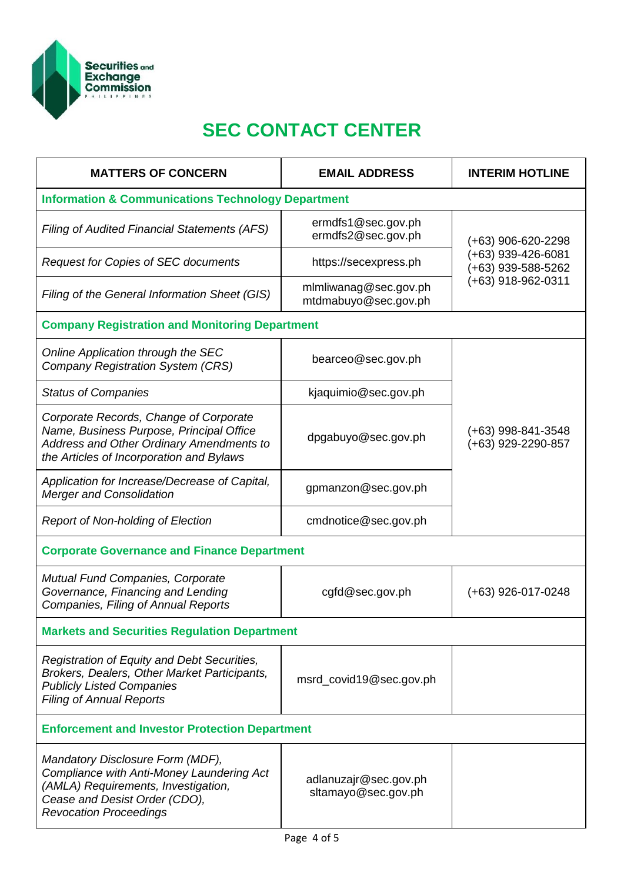# SEC CONTACT CENTER

| MATTERS OF CONCERN | EMAIL ADDRESS | INTERIM HOTLINE |
|---|---|---|
| **Information & Communications Technology Department** | | |
| *Filing of Audited Financial Statements (AFS)* | ermdfs1@sec.gov.ph<br>ermdfs2@sec.gov.ph | (+63) 906-620-2298<br>(+63) 939-426-6081<br>(+63) 939-588-5262<br>(+63) 918-962-0311 |
| *Request for Copies of SEC documents* | https://secexpress.ph | |
| *Filing of the General Information Sheet (GIS)* | mlmliwanag@sec.gov.ph<br>mtdmabuyo@sec.gov.ph | |
| **Company Registration and Monitoring Department** | | |
| *Online Application through the SEC Company Registration System (CRS)* | bearceo@sec.gov.ph | (+63) 998-841-3548<br>(+63) 929-2290-857 |
| *Status of Companies* | kjaquimio@sec.gov.ph | |
| *Corporate Records, Change of Corporate Name, Business Purpose, Principal Office Address and Other Ordinary Amendments to the Articles of Incorporation and Bylaws* | dpgabuyo@sec.gov.ph | |
| *Application for Increase/Decrease of Capital, Merger and Consolidation* | gpmanzon@sec.gov.ph | |
| *Report of Non-holding of Election* | cmdnotice@sec.gov.ph | |
| **Corporate Governance and Finance Department** | | |
| *Mutual Fund Companies, Corporate Governance, Financing and Lending Companies, Filing of Annual Reports* | cgfd@sec.gov.ph | (+63) 926-017-0248 |
| **Markets and Securities Regulation Department** | | |
| *Registration of Equity and Debt Securities, Brokers, Dealers, Other Market Participants, Publicly Listed Companies*<br>*Filing of Annual Reports* | msrd_covid19@sec.gov.ph | |
| **Enforcement and Investor Protection Department** | | |
| *Mandatory Disclosure Form (MDF), Compliance with Anti-Money Laundering Act (AMLA) Requirements, Investigation, Cease and Desist Order (CDO), Revocation Proceedings* | adlanuzajr@sec.gov.ph<br>sltamayo@sec.gov.ph | |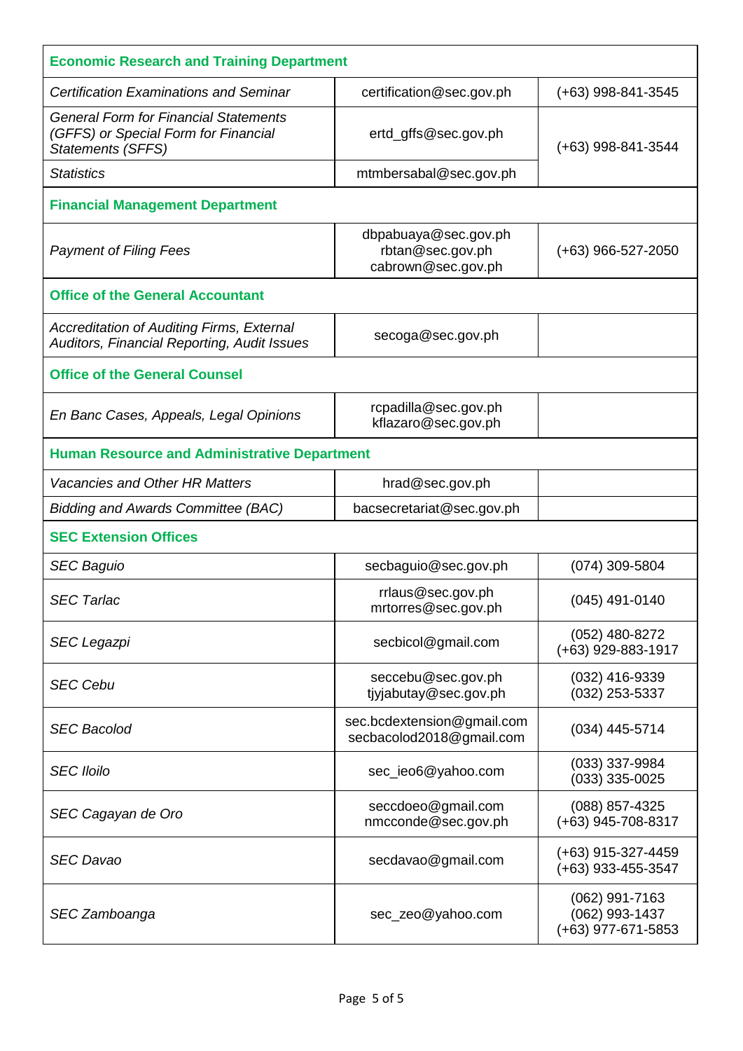| | | |
|---|---|---|
| **Economic Research and Training Department** | | |
| *Certification Examinations and Seminar* | certification@sec.gov.ph | (+63) 998-841-3545 |
| *General Form for Financial Statements (GFFS) or Special Form for Financial Statements (SFFS)* | ertd_gffs@sec.gov.ph | (+63) 998-841-3544 |
| *Statistics* | mtmbersabal@sec.gov.ph | |
| **Financial Management Department** | | |
| *Payment of Filing Fees* | dbpabuaya@sec.gov.ph<br>rbtan@sec.gov.ph<br>cabrown@sec.gov.ph | (+63) 966-527-2050 |
| **Office of the General Accountant** | | |
| *Accreditation of Auditing Firms, External Auditors, Financial Reporting, Audit Issues* | secoga@sec.gov.ph | |
| **Office of the General Counsel** | | |
| *En Banc Cases, Appeals, Legal Opinions* | rcpadilla@sec.gov.ph<br>kflazaro@sec.gov.ph | |
| **Human Resource and Administrative Department** | | |
| *Vacancies and Other HR Matters* | hrad@sec.gov.ph | |
| *Bidding and Awards Committee (BAC)* | bacsecretariat@sec.gov.ph | |
| **SEC Extension Offices** | | |
| *SEC Baguio* | secbaguio@sec.gov.ph | (074) 309-5804 |
| *SEC Tarlac* | rrlaus@sec.gov.ph<br>mrtorres@sec.gov.ph | (045) 491-0140 |
| *SEC Legazpi* | secbicol@gmail.com | (052) 480-8272<br>(+63) 929-883-1917 |
| *SEC Cebu* | seccebu@sec.gov.ph<br>tjyjabutay@sec.gov.ph | (032) 416-9339<br>(032) 253-5337 |
| *SEC Bacolod* | sec.bcdextension@gmail.com<br>secbacolod2018@gmail.com | (034) 445-5714 |
| *SEC Iloilo* | sec_ieo6@yahoo.com | (033) 337-9984<br>(033) 335-0025 |
| *SEC Cagayan de Oro* | seccdoeo@gmail.com<br>nmcconde@sec.gov.ph | (088) 857-4325<br>(+63) 945-708-8317 |
| *SEC Davao* | secdavao@gmail.com | (+63) 915-327-4459<br>(+63) 933-455-3547 |
| *SEC Zamboanga* | sec_zeo@yahoo.com | (062) 991-7163<br>(062) 993-1437<br>(+63) 977-671-5853 |